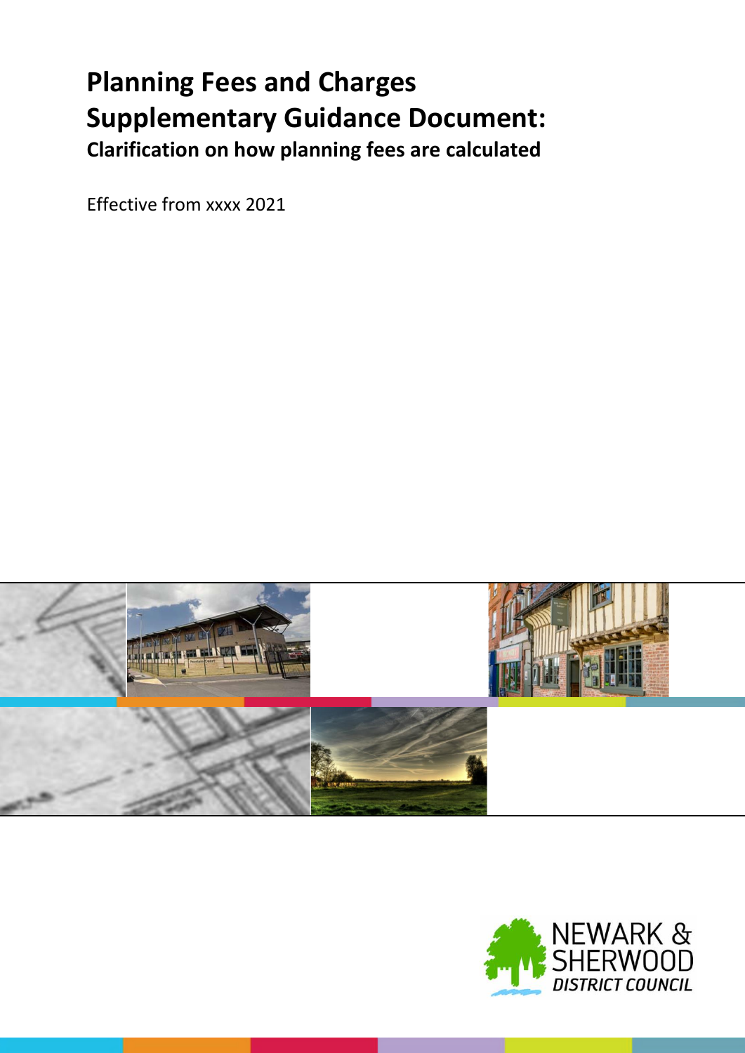# Planning Fees and Charges Supplementary Guidance Document:

**Clarification on how planning fees are calculated**

Effective from xxxx 2021

NEWARK & SHERWOOD DISTRICT COUNCIL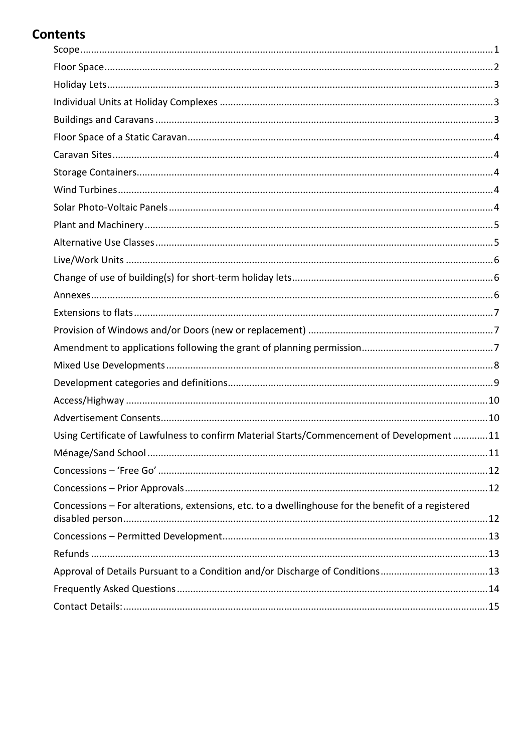## Contents

- Scope ... 1
- Floor Space ... 2
- Holiday Lets ... 3
- Individual Units at Holiday Complexes ... 3
- Buildings and Caravans ... 3
- Floor Space of a Static Caravan ... 4
- Caravan Sites ... 4
- Storage Containers ... 4
- Wind Turbines ... 4
- Solar Photo-Voltaic Panels ... 4
- Plant and Machinery ... 5
- Alternative Use Classes ... 5
- Live/Work Units ... 6
- Change of use of building(s) for short-term holiday lets ... 6
- Annexes ... 6
- Extensions to flats ... 7
- Provision of Windows and/or Doors (new or replacement) ... 7
- Amendment to applications following the grant of planning permission ... 7
- Mixed Use Developments ... 8
- Development categories and definitions ... 9
- Access/Highway ... 10
- Advertisement Consents ... 10
- Using Certificate of Lawfulness to confirm Material Starts/Commencement of Development ... 11
- Ménage/Sand School ... 11
- Concessions – 'Free Go' ... 12
- Concessions – Prior Approvals ... 12
- Concessions – For alterations, extensions, etc. to a dwellinghouse for the benefit of a registered disabled person ... 12
- Concessions – Permitted Development ... 13
- Refunds ... 13
- Approval of Details Pursuant to a Condition and/or Discharge of Conditions ... 13
- Frequently Asked Questions ... 14
- Contact Details: ... 15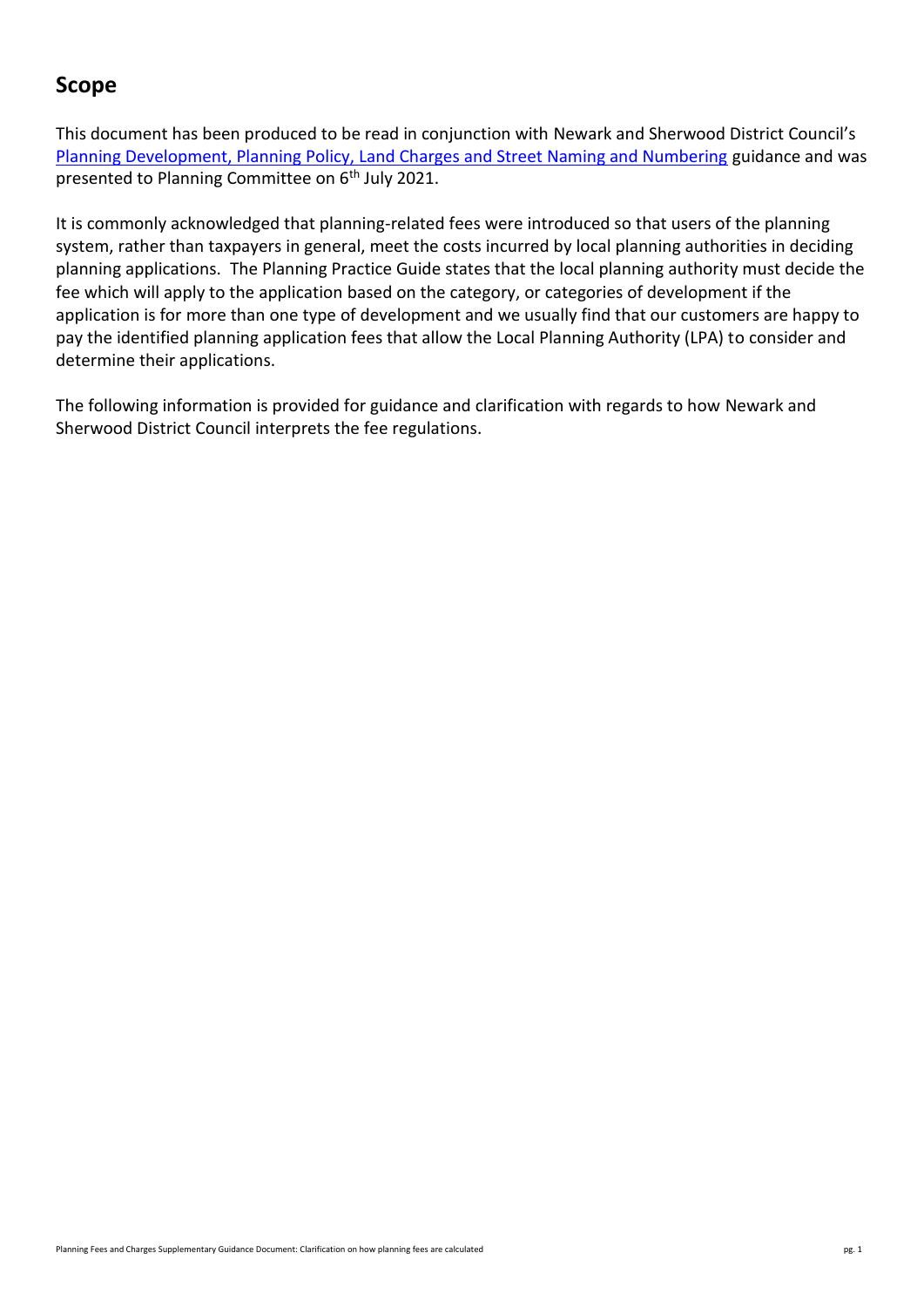## Scope

This document has been produced to be read in conjunction with Newark and Sherwood District Council's [Planning Development, Planning Policy, Land Charges and Street Naming and Numbering] guidance and was presented to Planning Committee on 6th July 2021.

It is commonly acknowledged that planning-related fees were introduced so that users of the planning system, rather than taxpayers in general, meet the costs incurred by local planning authorities in deciding planning applications. The Planning Practice Guide states that the local planning authority must decide the fee which will apply to the application based on the category, or categories of development if the application is for more than one type of development and we usually find that our customers are happy to pay the identified planning application fees that allow the Local Planning Authority (LPA) to consider and determine their applications.

The following information is provided for guidance and clarification with regards to how Newark and Sherwood District Council interprets the fee regulations.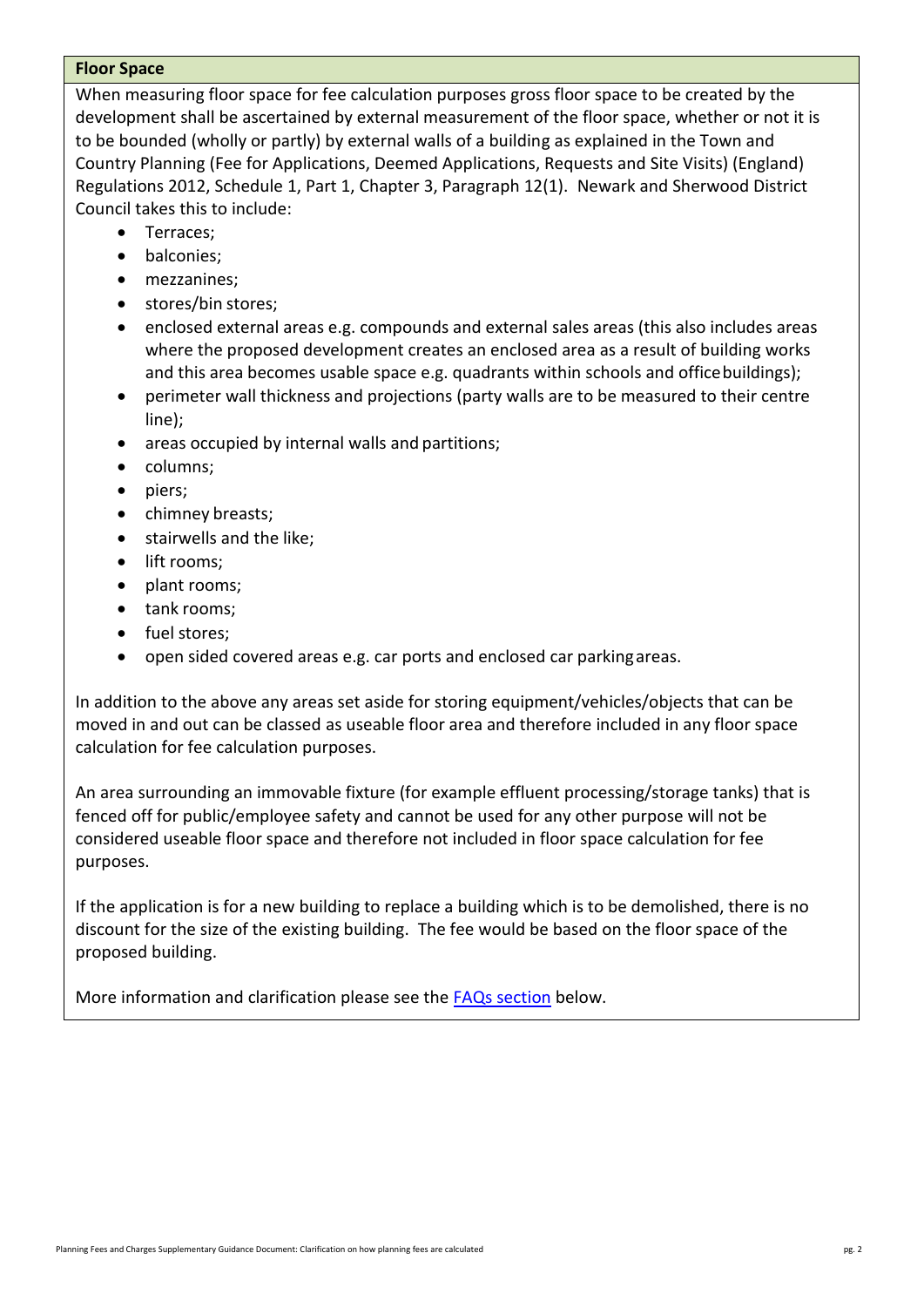## Floor Space

When measuring floor space for fee calculation purposes gross floor space to be created by the development shall be ascertained by external measurement of the floor space, whether or not it is to be bounded (wholly or partly) by external walls of a building as explained in the Town and Country Planning (Fee for Applications, Deemed Applications, Requests and Site Visits) (England) Regulations 2012, Schedule 1, Part 1, Chapter 3, Paragraph 12(1). Newark and Sherwood District Council takes this to include:

- Terraces;
- balconies;
- mezzanines;
- stores/bin stores;
- enclosed external areas e.g. compounds and external sales areas (this also includes areas where the proposed development creates an enclosed area as a result of building works and this area becomes usable space e.g. quadrants within schools and office buildings);
- perimeter wall thickness and projections (party walls are to be measured to their centre line);
- areas occupied by internal walls and partitions;
- columns;
- piers;
- chimney breasts;
- stairwells and the like;
- lift rooms;
- plant rooms;
- tank rooms;
- fuel stores;
- open sided covered areas e.g. car ports and enclosed car parking areas.

In addition to the above any areas set aside for storing equipment/vehicles/objects that can be moved in and out can be classed as useable floor area and therefore included in any floor space calculation for fee calculation purposes.

An area surrounding an immovable fixture (for example effluent processing/storage tanks) that is fenced off for public/employee safety and cannot be used for any other purpose will not be considered useable floor space and therefore not included in floor space calculation for fee purposes.

If the application is for a new building to replace a building which is to be demolished, there is no discount for the size of the existing building. The fee would be based on the floor space of the proposed building.

More information and clarification please see the [FAQs section](#) below.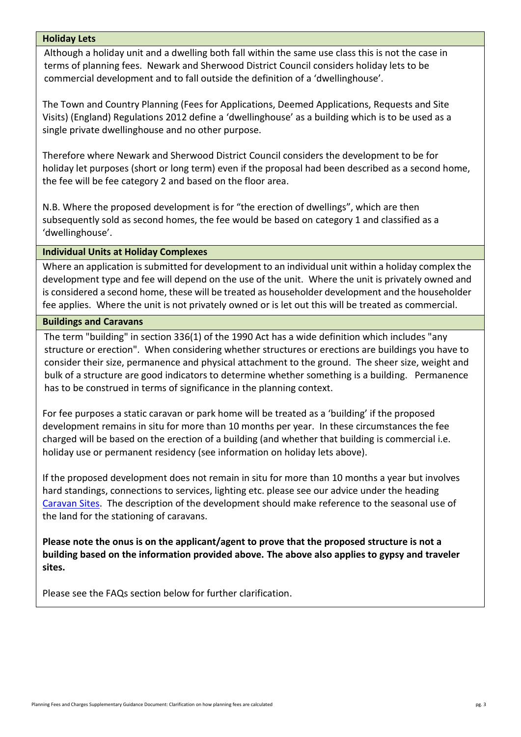## Holiday Lets

Although a holiday unit and a dwelling both fall within the same use class this is not the case in terms of planning fees. Newark and Sherwood District Council considers holiday lets to be commercial development and to fall outside the definition of a 'dwellinghouse'.

The Town and Country Planning (Fees for Applications, Deemed Applications, Requests and Site Visits) (England) Regulations 2012 define a 'dwellinghouse' as a building which is to be used as a single private dwellinghouse and no other purpose.

Therefore where Newark and Sherwood District Council considers the development to be for holiday let purposes (short or long term) even if the proposal had been described as a second home, the fee will be fee category 2 and based on the floor area.

N.B. Where the proposed development is for "the erection of dwellings", which are then subsequently sold as second homes, the fee would be based on category 1 and classified as a 'dwellinghouse'.

## Individual Units at Holiday Complexes

Where an application is submitted for development to an individual unit within a holiday complex the development type and fee will depend on the use of the unit. Where the unit is privately owned and is considered a second home, these will be treated as householder development and the householder fee applies. Where the unit is not privately owned or is let out this will be treated as commercial.

## Buildings and Caravans

The term "building" in section 336(1) of the 1990 Act has a wide definition which includes "any structure or erection". When considering whether structures or erections are buildings you have to consider their size, permanence and physical attachment to the ground. The sheer size, weight and bulk of a structure are good indicators to determine whether something is a building. Permanence has to be construed in terms of significance in the planning context.

For fee purposes a static caravan or park home will be treated as a 'building' if the proposed development remains in situ for more than 10 months per year. In these circumstances the fee charged will be based on the erection of a building (and whether that building is commercial i.e. holiday use or permanent residency (see information on holiday lets above).

If the proposed development does not remain in situ for more than 10 months a year but involves hard standings, connections to services, lighting etc. please see our advice under the heading Caravan Sites. The description of the development should make reference to the seasonal use of the land for the stationing of caravans.

**Please note the onus is on the applicant/agent to prove that the proposed structure is not a building based on the information provided above. The above also applies to gypsy and traveler sites.**

Please see the FAQs section below for further clarification.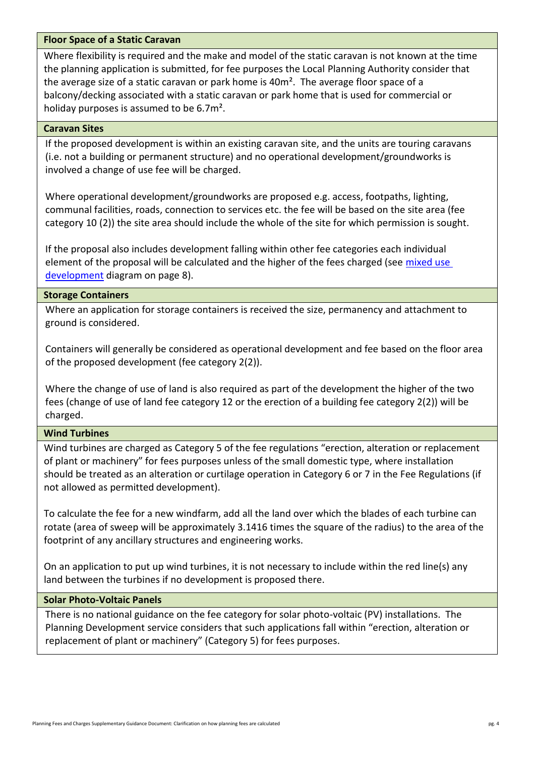### Floor Space of a Static Caravan

Where flexibility is required and the make and model of the static caravan is not known at the time the planning application is submitted, for fee purposes the Local Planning Authority consider that the average size of a static caravan or park home is 40m². The average floor space of a balcony/decking associated with a static caravan or park home that is used for commercial or holiday purposes is assumed to be 6.7m².

### Caravan Sites

If the proposed development is within an existing caravan site, and the units are touring caravans (i.e. not a building or permanent structure) and no operational development/groundworks is involved a change of use fee will be charged.

Where operational development/groundworks are proposed e.g. access, footpaths, lighting, communal facilities, roads, connection to services etc. the fee will be based on the site area (fee category 10 (2)) the site area should include the whole of the site for which permission is sought.

If the proposal also includes development falling within other fee categories each individual element of the proposal will be calculated and the higher of the fees charged (see mixed use development diagram on page 8).

### Storage Containers

Where an application for storage containers is received the size, permanency and attachment to ground is considered.

Containers will generally be considered as operational development and fee based on the floor area of the proposed development (fee category 2(2)).

Where the change of use of land is also required as part of the development the higher of the two fees (change of use of land fee category 12 or the erection of a building fee category 2(2)) will be charged.

### Wind Turbines

Wind turbines are charged as Category 5 of the fee regulations "erection, alteration or replacement of plant or machinery" for fees purposes unless of the small domestic type, where installation should be treated as an alteration or curtilage operation in Category 6 or 7 in the Fee Regulations (if not allowed as permitted development).

To calculate the fee for a new windfarm, add all the land over which the blades of each turbine can rotate (area of sweep will be approximately 3.1416 times the square of the radius) to the area of the footprint of any ancillary structures and engineering works.

On an application to put up wind turbines, it is not necessary to include within the red line(s) any land between the turbines if no development is proposed there.

### Solar Photo-Voltaic Panels

There is no national guidance on the fee category for solar photo-voltaic (PV) installations. The Planning Development service considers that such applications fall within "erection, alteration or replacement of plant or machinery" (Category 5) for fees purposes.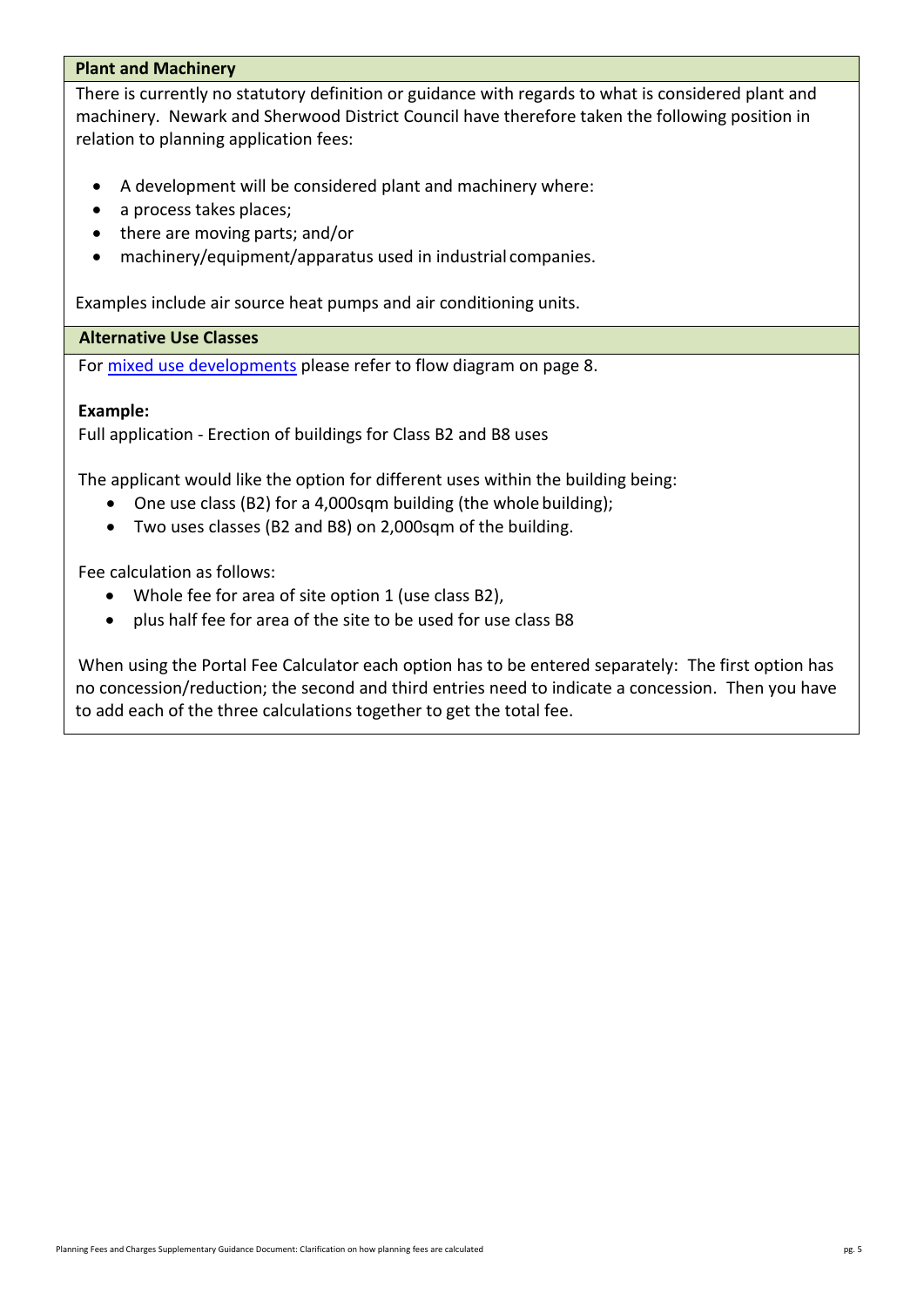## Plant and Machinery

There is currently no statutory definition or guidance with regards to what is considered plant and machinery. Newark and Sherwood District Council have therefore taken the following position in relation to planning application fees:

- A development will be considered plant and machinery where:
- a process takes places;
- there are moving parts; and/or
- machinery/equipment/apparatus used in industrial companies.

Examples include air source heat pumps and air conditioning units.

## Alternative Use Classes

For [mixed use developments](#) please refer to flow diagram on page 8.

**Example:**

Full application - Erection of buildings for Class B2 and B8 uses

The applicant would like the option for different uses within the building being:

- One use class (B2) for a 4,000sqm building (the whole building);
- Two uses classes (B2 and B8) on 2,000sqm of the building.

Fee calculation as follows:

- Whole fee for area of site option 1 (use class B2),
- plus half fee for area of the site to be used for use class B8

When using the Portal Fee Calculator each option has to be entered separately: The first option has no concession/reduction; the second and third entries need to indicate a concession. Then you have to add each of the three calculations together to get the total fee.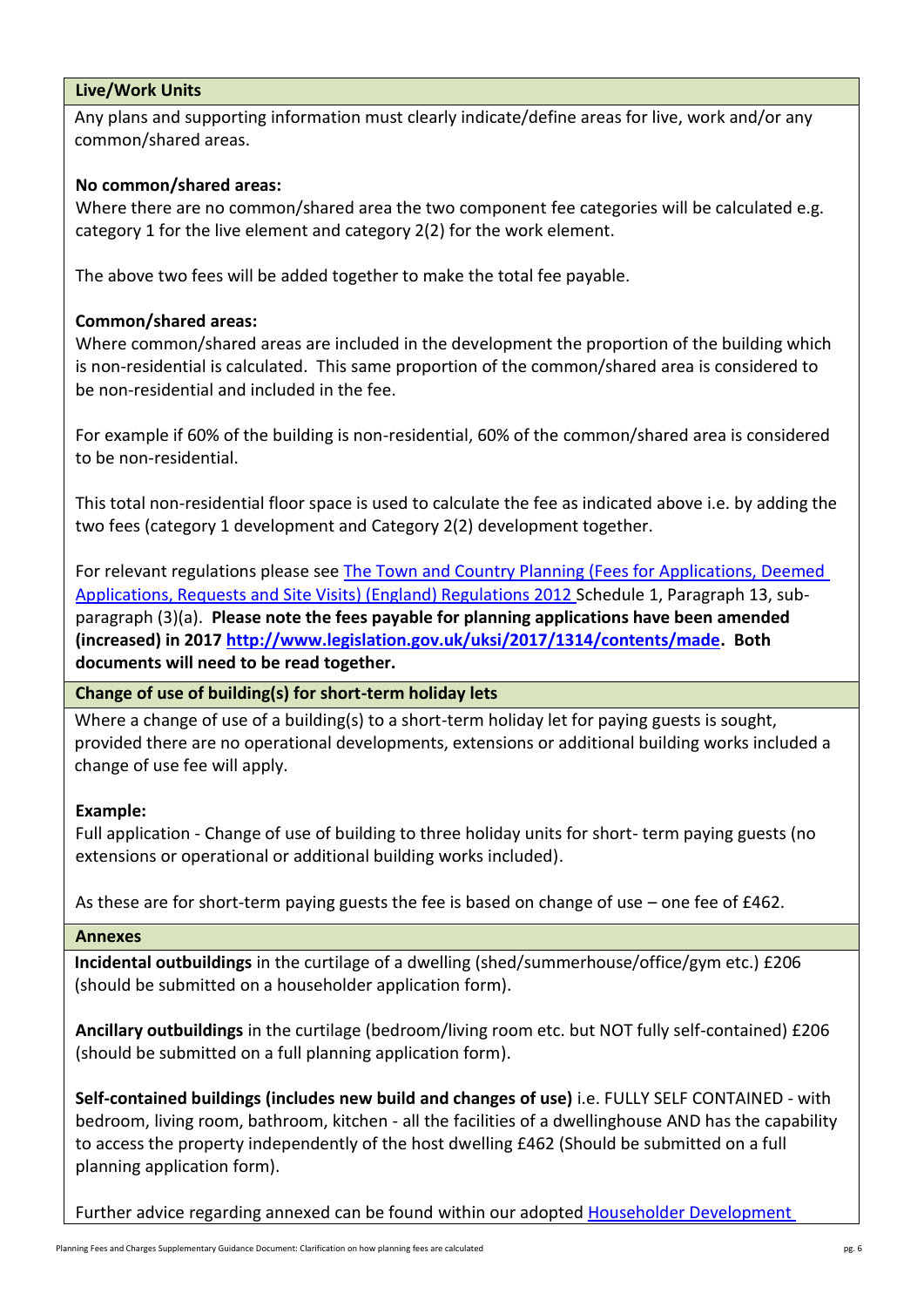### Live/Work Units

Any plans and supporting information must clearly indicate/define areas for live, work and/or any common/shared areas.

**No common/shared areas:**
Where there are no common/shared area the two component fee categories will be calculated e.g. category 1 for the live element and category 2(2) for the work element.

The above two fees will be added together to make the total fee payable.

**Common/shared areas:**
Where common/shared areas are included in the development the proportion of the building which is non-residential is calculated. This same proportion of the common/shared area is considered to be non-residential and included in the fee.

For example if 60% of the building is non-residential, 60% of the common/shared area is considered to be non-residential.

This total non-residential floor space is used to calculate the fee as indicated above i.e. by adding the two fees (category 1 development and Category 2(2) development together.

For relevant regulations please see The Town and Country Planning (Fees for Applications, Deemed Applications, Requests and Site Visits) (England) Regulations 2012 Schedule 1, Paragraph 13, sub-paragraph (3)(a). **Please note the fees payable for planning applications have been amended (increased) in 2017 http://www.legislation.gov.uk/uksi/2017/1314/contents/made. Both documents will need to be read together.**

### Change of use of building(s) for short-term holiday lets

Where a change of use of a building(s) to a short-term holiday let for paying guests is sought, provided there are no operational developments, extensions or additional building works included a change of use fee will apply.

**Example:**
Full application - Change of use of building to three holiday units for short- term paying guests (no extensions or operational or additional building works included).

As these are for short-term paying guests the fee is based on change of use – one fee of £462.

### Annexes

**Incidental outbuildings** in the curtilage of a dwelling (shed/summerhouse/office/gym etc.) £206 (should be submitted on a householder application form).

**Ancillary outbuildings** in the curtilage (bedroom/living room etc. but NOT fully self-contained) £206 (should be submitted on a full planning application form).

**Self-contained buildings (includes new build and changes of use)** i.e. FULLY SELF CONTAINED - with bedroom, living room, bathroom, kitchen - all the facilities of a dwellinghouse AND has the capability to access the property independently of the host dwelling £462 (Should be submitted on a full planning application form).

Further advice regarding annexed can be found within our adopted Householder Development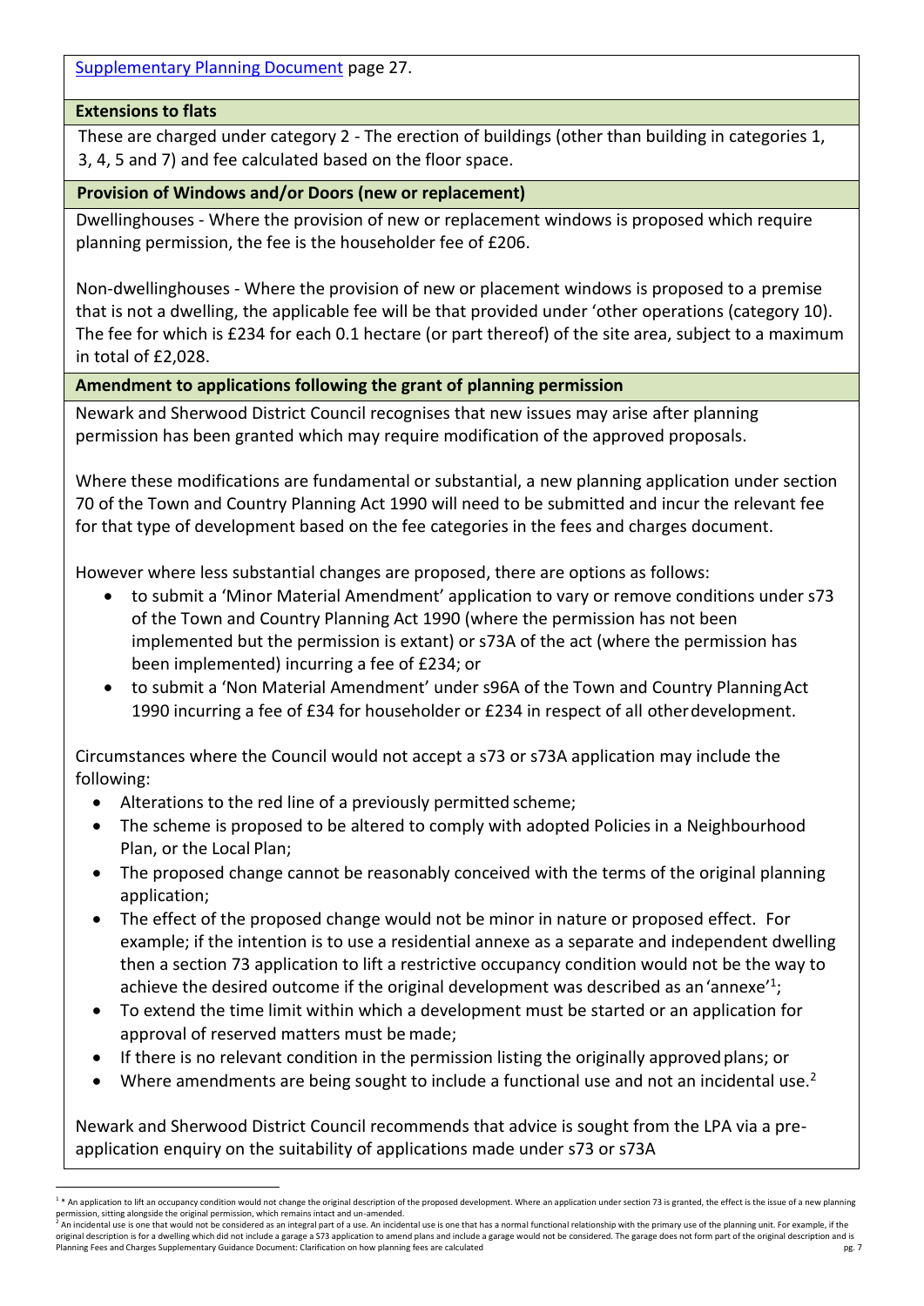[Supplementary Planning Document](#) page 27.

**Extensions to flats**

These are charged under category 2 - The erection of buildings (other than building in categories 1, 3, 4, 5 and 7) and fee calculated based on the floor space.

**Provision of Windows and/or Doors (new or replacement)**

Dwellinghouses - Where the provision of new or replacement windows is proposed which require planning permission, the fee is the householder fee of £206.

Non-dwellinghouses - Where the provision of new or placement windows is proposed to a premise that is not a dwelling, the applicable fee will be that provided under 'other operations (category 10). The fee for which is £234 for each 0.1 hectare (or part thereof) of the site area, subject to a maximum in total of £2,028.

**Amendment to applications following the grant of planning permission**

Newark and Sherwood District Council recognises that new issues may arise after planning permission has been granted which may require modification of the approved proposals.

Where these modifications are fundamental or substantial, a new planning application under section 70 of the Town and Country Planning Act 1990 will need to be submitted and incur the relevant fee for that type of development based on the fee categories in the fees and charges document.

However where less substantial changes are proposed, there are options as follows:

- to submit a 'Minor Material Amendment' application to vary or remove conditions under s73 of the Town and Country Planning Act 1990 (where the permission has not been implemented but the permission is extant) or s73A of the act (where the permission has been implemented) incurring a fee of £234; or
- to submit a 'Non Material Amendment' under s96A of the Town and Country Planning Act 1990 incurring a fee of £34 for householder or £234 in respect of all other development.

Circumstances where the Council would not accept a s73 or s73A application may include the following:

- Alterations to the red line of a previously permitted scheme;
- The scheme is proposed to be altered to comply with adopted Policies in a Neighbourhood Plan, or the Local Plan;
- The proposed change cannot be reasonably conceived with the terms of the original planning application;
- The effect of the proposed change would not be minor in nature or proposed effect. For example; if the intention is to use a residential annexe as a separate and independent dwelling then a section 73 application to lift a restrictive occupancy condition would not be the way to achieve the desired outcome if the original development was described as an 'annexe'[1];
- To extend the time limit within which a development must be started or an application for approval of reserved matters must be made;
- If there is no relevant condition in the permission listing the originally approved plans; or
- Where amendments are being sought to include a functional use and not an incidental use.[2]

Newark and Sherwood District Council recommends that advice is sought from the LPA via a pre-application enquiry on the suitability of applications made under s73 or s73A

---

[1] * An application to lift an occupancy condition would not change the original description of the proposed development. Where an application under section 73 is granted, the effect is the issue of a new planning permission, sitting alongside the original permission, which remains intact and un-amended.

[2] An incidental use is one that would not be considered as an integral part of a use. An incidental use is one that has a normal functional relationship with the primary use of the planning unit. For example, if the original description is for a dwelling which did not include a garage a S73 application to amend plans and include a garage would not be considered. The garage does not form part of the original description and is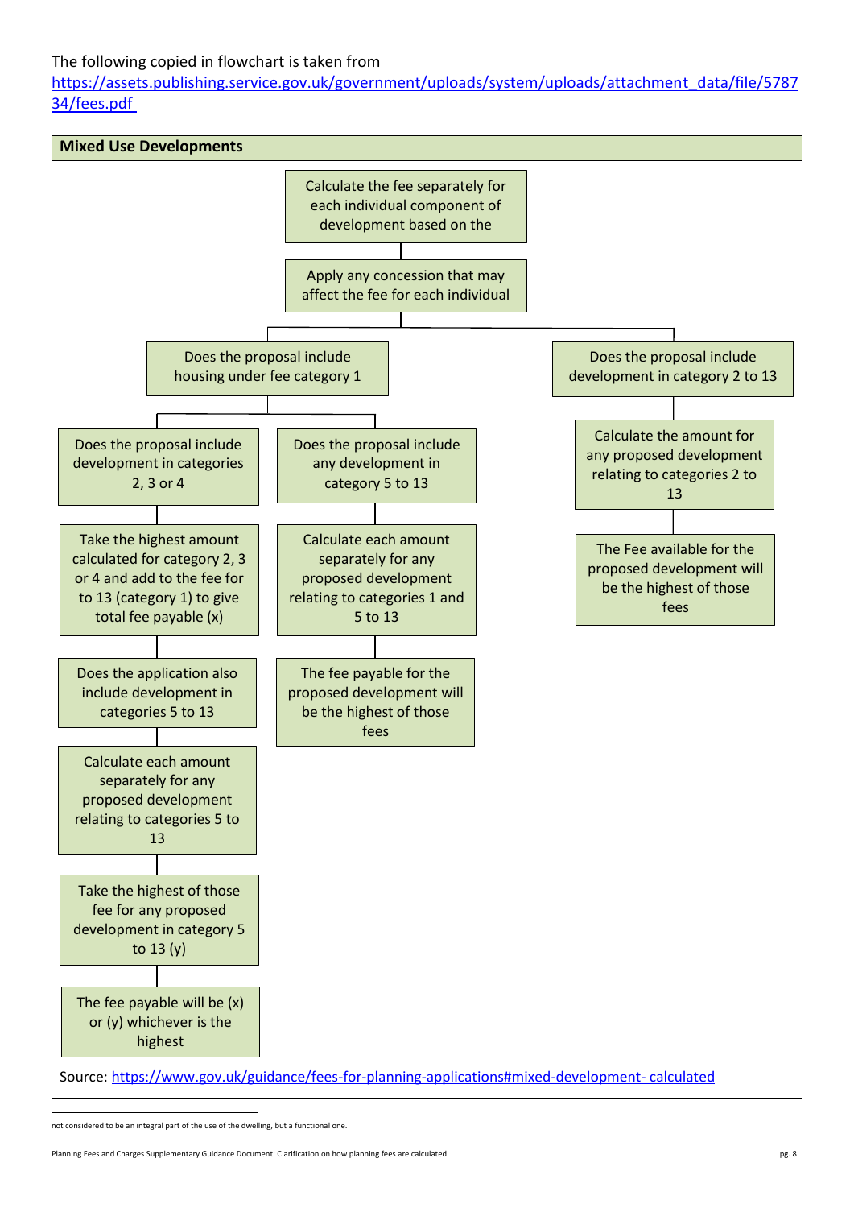The following copied in flowchart is taken from https://assets.publishing.service.gov.uk/government/uploads/system/uploads/attachment_data/file/578734/fees.pdf

**Mixed Use Developments**

Calculate the fee separately for each individual component of development based on the

Apply any concession that may affect the fee for each individual

Does the proposal include housing under fee category 1

- Does the proposal include development in categories 2, 3 or 4
  - Take the highest amount calculated for category 2, 3 or 4 and add to the fee for to 13 (category 1) to give total fee payable (x)
  - Does the application also include development in categories 5 to 13
  - Calculate each amount separately for any proposed development relating to categories 5 to 13
  - Take the highest of those fee for any proposed development in category 5 to 13 (y)
  - The fee payable will be (x) or (y) whichever is the highest
- Does the proposal include any development in category 5 to 13
  - Calculate each amount separately for any proposed development relating to categories 1 and 5 to 13
  - The fee payable for the proposed development will be the highest of those fees

Does the proposal include development in category 2 to 13

- Calculate the amount for any proposed development relating to categories 2 to 13
- The Fee available for the proposed development will be the highest of those fees

Source: https://www.gov.uk/guidance/fees-for-planning-applications#mixed-development- calculated

not considered to be an integral part of the use of the dwelling, but a functional one.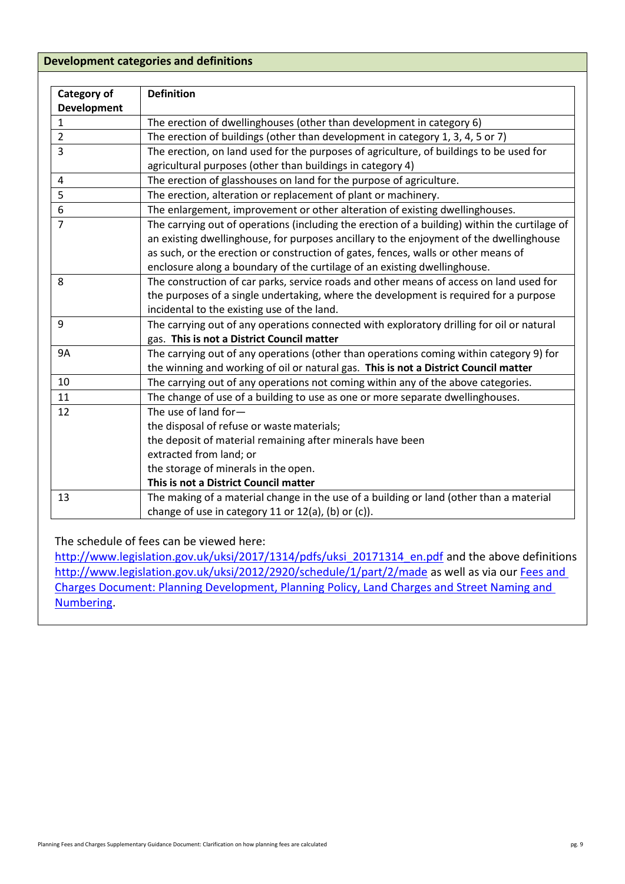## Development categories and definitions

| Category of Development | Definition |
|---|---|
| 1 | The erection of dwellinghouses (other than development in category 6) |
| 2 | The erection of buildings (other than development in category 1, 3, 4, 5 or 7) |
| 3 | The erection, on land used for the purposes of agriculture, of buildings to be used for agricultural purposes (other than buildings in category 4) |
| 4 | The erection of glasshouses on land for the purpose of agriculture. |
| 5 | The erection, alteration or replacement of plant or machinery. |
| 6 | The enlargement, improvement or other alteration of existing dwellinghouses. |
| 7 | The carrying out of operations (including the erection of a building) within the curtilage of an existing dwellinghouse, for purposes ancillary to the enjoyment of the dwellinghouse as such, or the erection or construction of gates, fences, walls or other means of enclosure along a boundary of the curtilage of an existing dwellinghouse. |
| 8 | The construction of car parks, service roads and other means of access on land used for the purposes of a single undertaking, where the development is required for a purpose incidental to the existing use of the land. |
| 9 | The carrying out of any operations connected with exploratory drilling for oil or natural gas. **This is not a District Council matter** |
| 9A | The carrying out of any operations (other than operations coming within category 9) for the winning and working of oil or natural gas. **This is not a District Council matter** |
| 10 | The carrying out of any operations not coming within any of the above categories. |
| 11 | The change of use of a building to use as one or more separate dwellinghouses. |
| 12 | The use of land for—<br>the disposal of refuse or waste materials;<br>the deposit of material remaining after minerals have been extracted from land; or<br>the storage of minerals in the open.<br>**This is not a District Council matter** |
| 13 | The making of a material change in the use of a building or land (other than a material change of use in category 11 or 12(a), (b) or (c)). |

The schedule of fees can be viewed here: [http://www.legislation.gov.uk/uksi/2017/1314/pdfs/uksi_20171314_en.pdf](http://www.legislation.gov.uk/uksi/2017/1314/pdfs/uksi_20171314_en.pdf) and the above definitions [http://www.legislation.gov.uk/uksi/2012/2920/schedule/1/part/2/made](http://www.legislation.gov.uk/uksi/2012/2920/schedule/1/part/2/made) as well as via our Fees and Charges Document: Planning Development, Planning Policy, Land Charges and Street Naming and Numbering.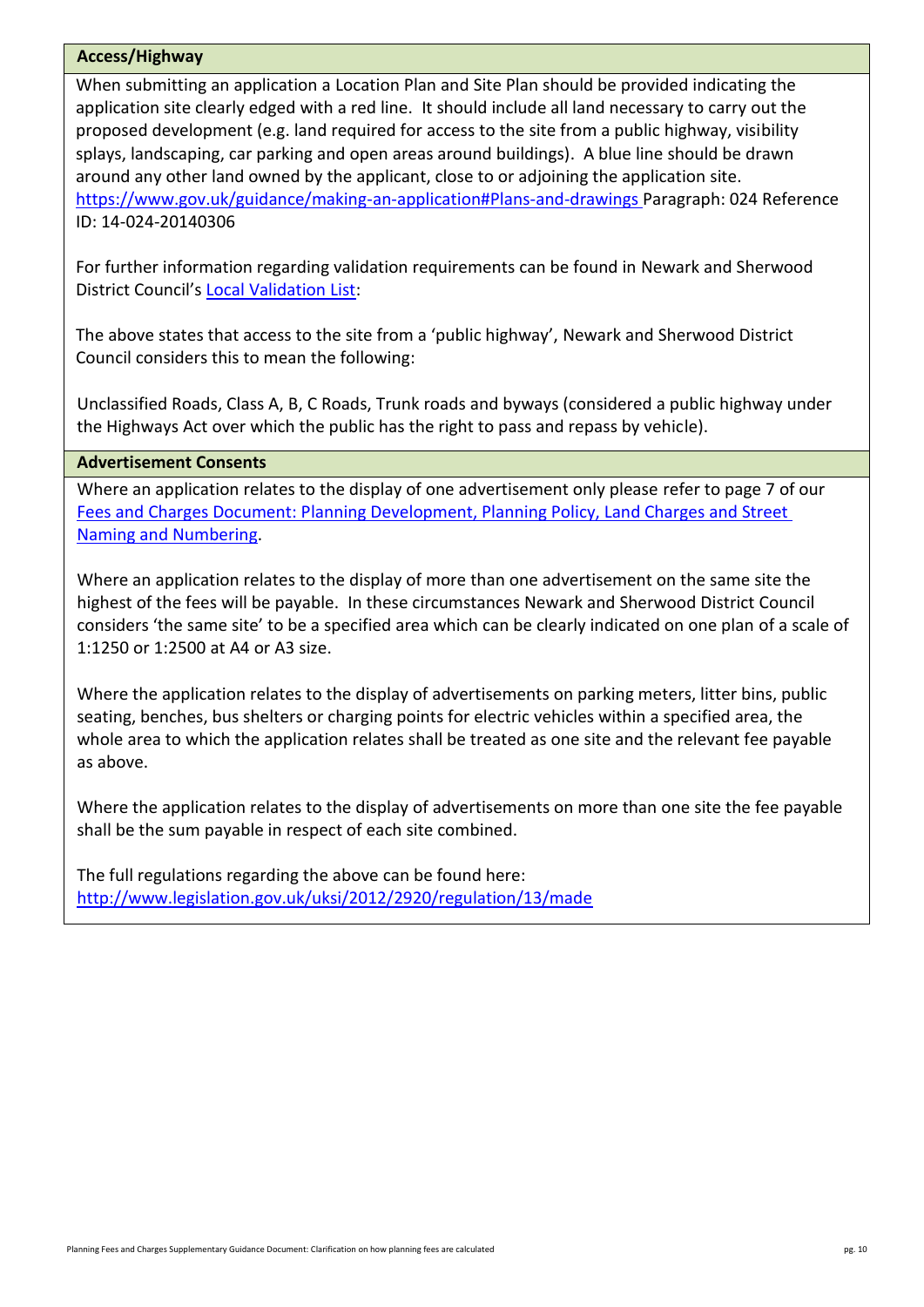## Access/Highway

When submitting an application a Location Plan and Site Plan should be provided indicating the application site clearly edged with a red line. It should include all land necessary to carry out the proposed development (e.g. land required for access to the site from a public highway, visibility splays, landscaping, car parking and open areas around buildings). A blue line should be drawn around any other land owned by the applicant, close to or adjoining the application site. https://www.gov.uk/guidance/making-an-application#Plans-and-drawings Paragraph: 024 Reference ID: 14-024-20140306

For further information regarding validation requirements can be found in Newark and Sherwood District Council's Local Validation List:

The above states that access to the site from a 'public highway', Newark and Sherwood District Council considers this to mean the following:

Unclassified Roads, Class A, B, C Roads, Trunk roads and byways (considered a public highway under the Highways Act over which the public has the right to pass and repass by vehicle).

## Advertisement Consents

Where an application relates to the display of one advertisement only please refer to page 7 of our Fees and Charges Document: Planning Development, Planning Policy, Land Charges and Street Naming and Numbering.

Where an application relates to the display of more than one advertisement on the same site the highest of the fees will be payable. In these circumstances Newark and Sherwood District Council considers 'the same site' to be a specified area which can be clearly indicated on one plan of a scale of 1:1250 or 1:2500 at A4 or A3 size.

Where the application relates to the display of advertisements on parking meters, litter bins, public seating, benches, bus shelters or charging points for electric vehicles within a specified area, the whole area to which the application relates shall be treated as one site and the relevant fee payable as above.

Where the application relates to the display of advertisements on more than one site the fee payable shall be the sum payable in respect of each site combined.

The full regulations regarding the above can be found here: http://www.legislation.gov.uk/uksi/2012/2920/regulation/13/made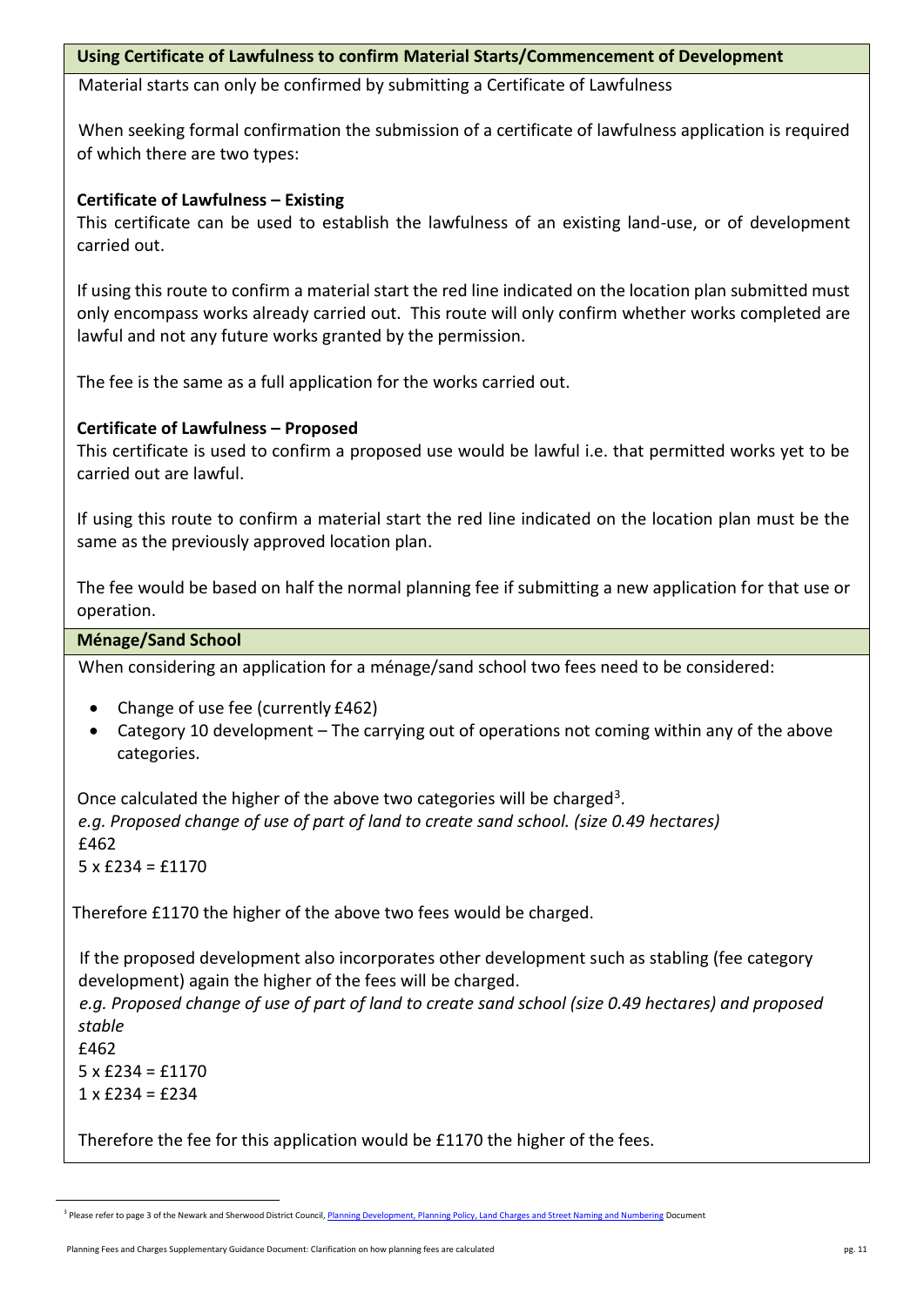## Using Certificate of Lawfulness to confirm Material Starts/Commencement of Development

Material starts can only be confirmed by submitting a Certificate of Lawfulness

When seeking formal confirmation the submission of a certificate of lawfulness application is required of which there are two types:

**Certificate of Lawfulness – Existing**

This certificate can be used to establish the lawfulness of an existing land-use, or of development carried out.

If using this route to confirm a material start the red line indicated on the location plan submitted must only encompass works already carried out. This route will only confirm whether works completed are lawful and not any future works granted by the permission.

The fee is the same as a full application for the works carried out.

**Certificate of Lawfulness – Proposed**

This certificate is used to confirm a proposed use would be lawful i.e. that permitted works yet to be carried out are lawful.

If using this route to confirm a material start the red line indicated on the location plan must be the same as the previously approved location plan.

The fee would be based on half the normal planning fee if submitting a new application for that use or operation.

## Ménage/Sand School

When considering an application for a ménage/sand school two fees need to be considered:

- Change of use fee (currently £462)
- Category 10 development – The carrying out of operations not coming within any of the above categories.

Once calculated the higher of the above two categories will be charged[3].

*e.g. Proposed change of use of part of land to create sand school. (size 0.49 hectares)*

£462

5 x £234 = £1170

Therefore £1170 the higher of the above two fees would be charged.

If the proposed development also incorporates other development such as stabling (fee category development) again the higher of the fees will be charged.

*e.g. Proposed change of use of part of land to create sand school (size 0.49 hectares) and proposed stable*

£462

5 x £234 = £1170

1 x £234 = £234

Therefore the fee for this application would be £1170 the higher of the fees.

[3] Please refer to page 3 of the Newark and Sherwood District Council, Planning Development, Planning Policy, Land Charges and Street Naming and Numbering Document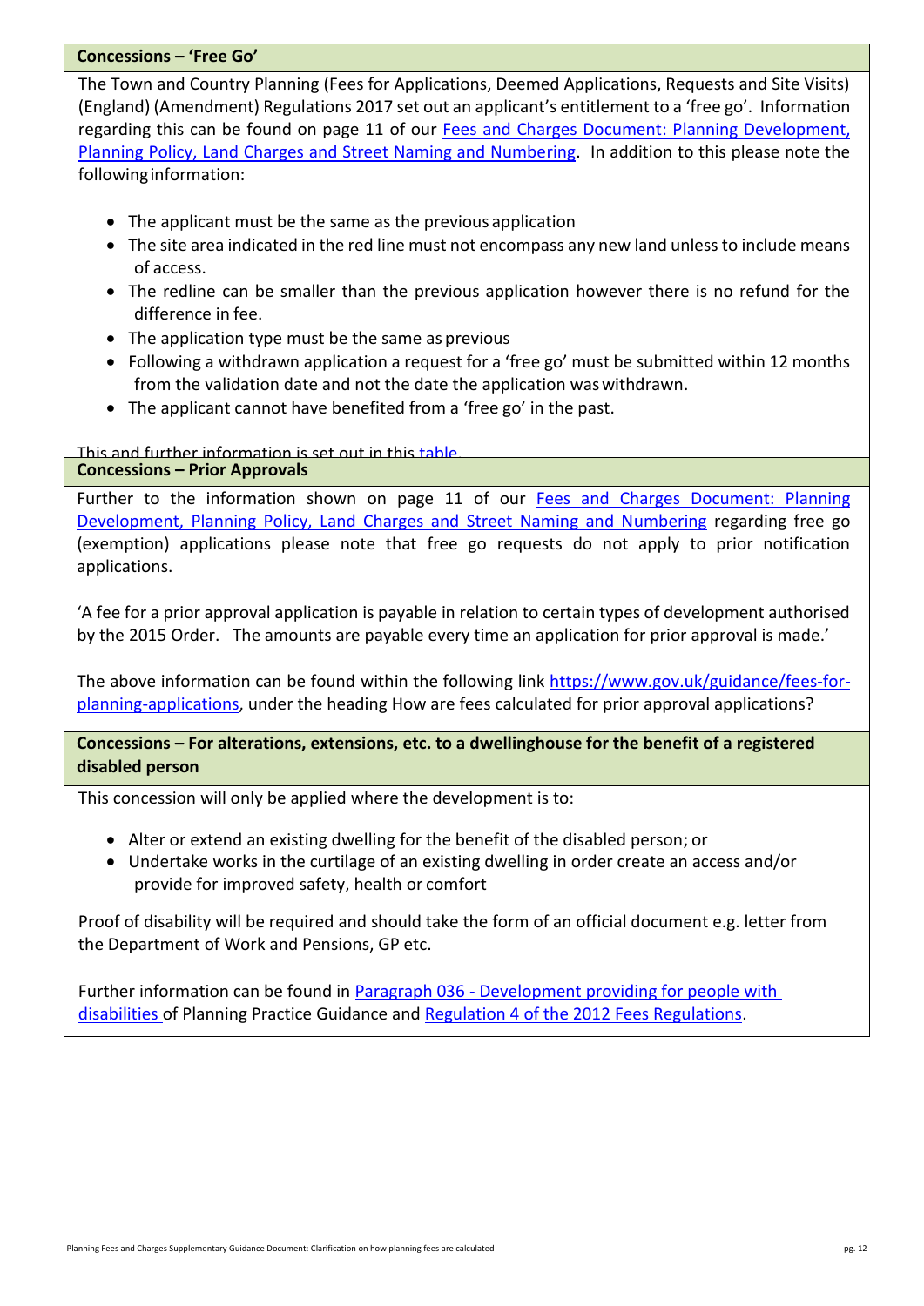**Concessions – 'Free Go'**

The Town and Country Planning (Fees for Applications, Deemed Applications, Requests and Site Visits) (England) (Amendment) Regulations 2017 set out an applicant's entitlement to a 'free go'. Information regarding this can be found on page 11 of our Fees and Charges Document: Planning Development, Planning Policy, Land Charges and Street Naming and Numbering. In addition to this please note the following information:

- The applicant must be the same as the previous application
- The site area indicated in the red line must not encompass any new land unless to include means of access.
- The redline can be smaller than the previous application however there is no refund for the difference in fee.
- The application type must be the same as previous
- Following a withdrawn application a request for a 'free go' must be submitted within 12 months from the validation date and not the date the application was withdrawn.
- The applicant cannot have benefited from a 'free go' in the past.

This and further information is set out in this table.

**Concessions – Prior Approvals**

Further to the information shown on page 11 of our Fees and Charges Document: Planning Development, Planning Policy, Land Charges and Street Naming and Numbering regarding free go (exemption) applications please note that free go requests do not apply to prior notification applications.

'A fee for a prior approval application is payable in relation to certain types of development authorised by the 2015 Order. The amounts are payable every time an application for prior approval is made.'

The above information can be found within the following link https://www.gov.uk/guidance/fees-for-planning-applications, under the heading How are fees calculated for prior approval applications?

**Concessions – For alterations, extensions, etc. to a dwellinghouse for the benefit of a registered disabled person**

This concession will only be applied where the development is to:

- Alter or extend an existing dwelling for the benefit of the disabled person; or
- Undertake works in the curtilage of an existing dwelling in order create an access and/or provide for improved safety, health or comfort

Proof of disability will be required and should take the form of an official document e.g. letter from the Department of Work and Pensions, GP etc.

Further information can be found in Paragraph 036 - Development providing for people with disabilities of Planning Practice Guidance and Regulation 4 of the 2012 Fees Regulations.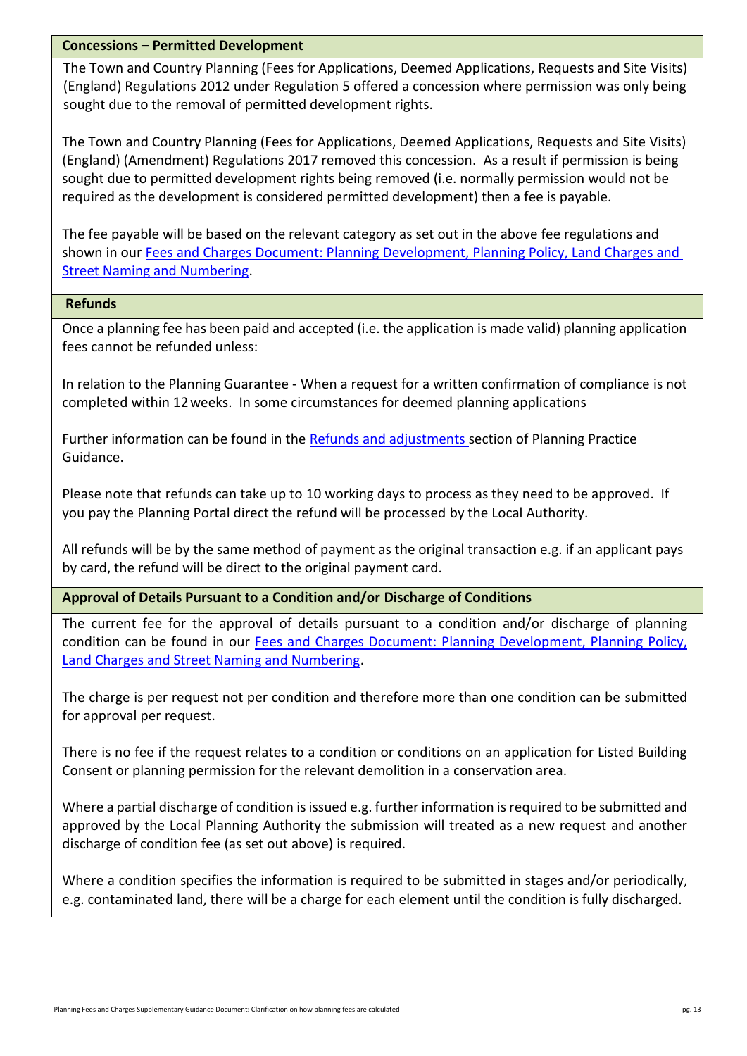**Concessions – Permitted Development**

The Town and Country Planning (Fees for Applications, Deemed Applications, Requests and Site Visits) (England) Regulations 2012 under Regulation 5 offered a concession where permission was only being sought due to the removal of permitted development rights.

The Town and Country Planning (Fees for Applications, Deemed Applications, Requests and Site Visits) (England) (Amendment) Regulations 2017 removed this concession. As a result if permission is being sought due to permitted development rights being removed (i.e. normally permission would not be required as the development is considered permitted development) then a fee is payable.

The fee payable will be based on the relevant category as set out in the above fee regulations and shown in our Fees and Charges Document: Planning Development, Planning Policy, Land Charges and Street Naming and Numbering.

**Refunds**

Once a planning fee has been paid and accepted (i.e. the application is made valid) planning application fees cannot be refunded unless:

In relation to the Planning Guarantee - When a request for a written confirmation of compliance is not completed within 12 weeks. In some circumstances for deemed planning applications

Further information can be found in the Refunds and adjustments section of Planning Practice Guidance.

Please note that refunds can take up to 10 working days to process as they need to be approved. If you pay the Planning Portal direct the refund will be processed by the Local Authority.

All refunds will be by the same method of payment as the original transaction e.g. if an applicant pays by card, the refund will be direct to the original payment card.

**Approval of Details Pursuant to a Condition and/or Discharge of Conditions**

The current fee for the approval of details pursuant to a condition and/or discharge of planning condition can be found in our Fees and Charges Document: Planning Development, Planning Policy, Land Charges and Street Naming and Numbering.

The charge is per request not per condition and therefore more than one condition can be submitted for approval per request.

There is no fee if the request relates to a condition or conditions on an application for Listed Building Consent or planning permission for the relevant demolition in a conservation area.

Where a partial discharge of condition is issued e.g. further information is required to be submitted and approved by the Local Planning Authority the submission will treated as a new request and another discharge of condition fee (as set out above) is required.

Where a condition specifies the information is required to be submitted in stages and/or periodically, e.g. contaminated land, there will be a charge for each element until the condition is fully discharged.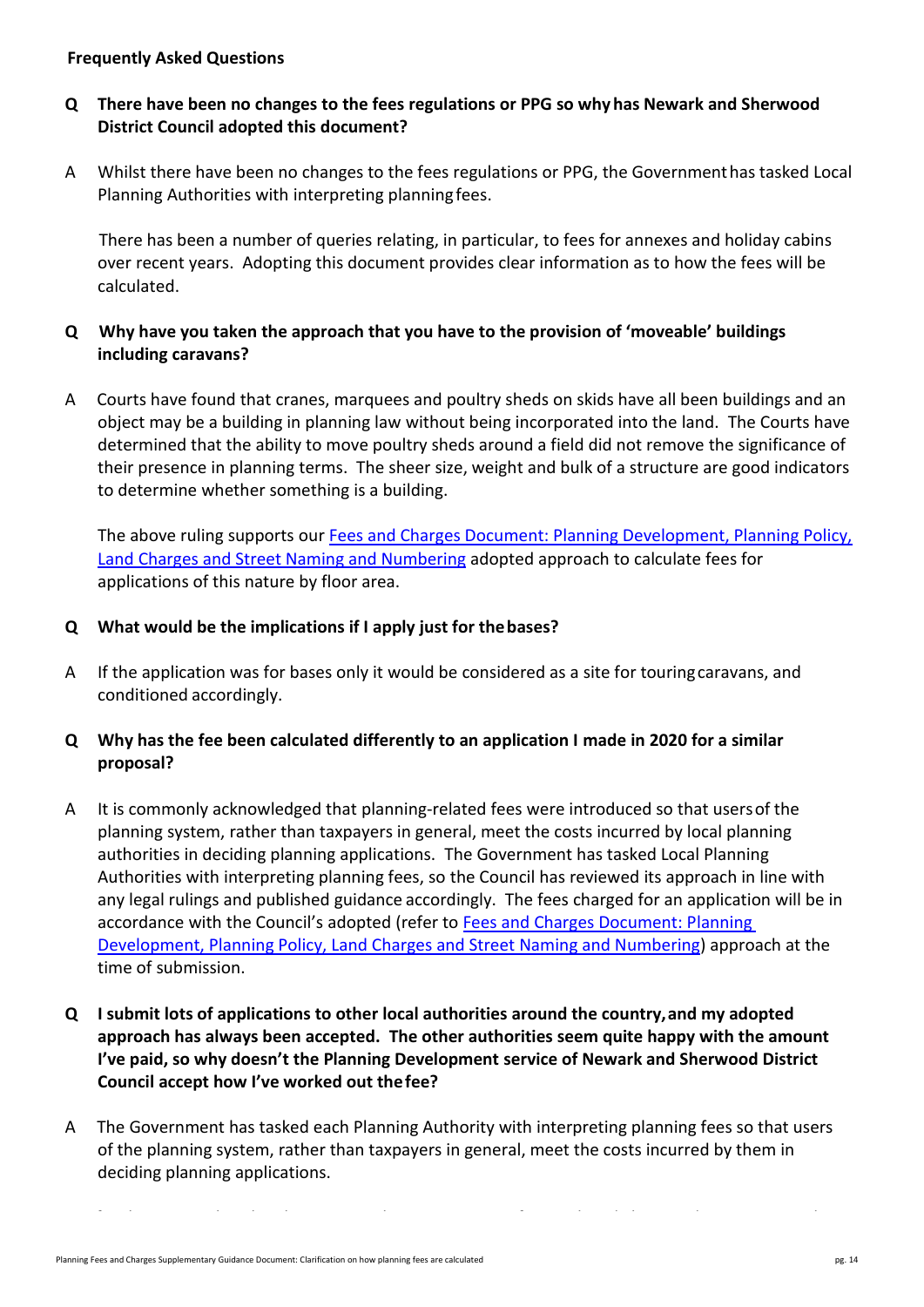**Frequently Asked Questions**

**Q There have been no changes to the fees regulations or PPG so why has Newark and Sherwood District Council adopted this document?**

A Whilst there have been no changes to the fees regulations or PPG, the Government has tasked Local Planning Authorities with interpreting planning fees.

There has been a number of queries relating, in particular, to fees for annexes and holiday cabins over recent years. Adopting this document provides clear information as to how the fees will be calculated.

**Q Why have you taken the approach that you have to the provision of 'moveable' buildings including caravans?**

A Courts have found that cranes, marquees and poultry sheds on skids have all been buildings and an object may be a building in planning law without being incorporated into the land. The Courts have determined that the ability to move poultry sheds around a field did not remove the significance of their presence in planning terms. The sheer size, weight and bulk of a structure are good indicators to determine whether something is a building.

The above ruling supports our [Fees and Charges Document: Planning Development, Planning Policy, Land Charges and Street Naming and Numbering] adopted approach to calculate fees for applications of this nature by floor area.

**Q What would be the implications if I apply just for the bases?**

A If the application was for bases only it would be considered as a site for touring caravans, and conditioned accordingly.

**Q Why has the fee been calculated differently to an application I made in 2020 for a similar proposal?**

A It is commonly acknowledged that planning-related fees were introduced so that users of the planning system, rather than taxpayers in general, meet the costs incurred by local planning authorities in deciding planning applications. The Government has tasked Local Planning Authorities with interpreting planning fees, so the Council has reviewed its approach in line with any legal rulings and published guidance accordingly. The fees charged for an application will be in accordance with the Council's adopted (refer to [Fees and Charges Document: Planning Development, Planning Policy, Land Charges and Street Naming and Numbering]) approach at the time of submission.

**Q I submit lots of applications to other local authorities around the country, and my adopted approach has always been accepted. The other authorities seem quite happy with the amount I've paid, so why doesn't the Planning Development service of Newark and Sherwood District Council accept how I've worked out the fee?**

A The Government has tasked each Planning Authority with interpreting planning fees so that users of the planning system, rather than taxpayers in general, meet the costs incurred by them in deciding planning applications.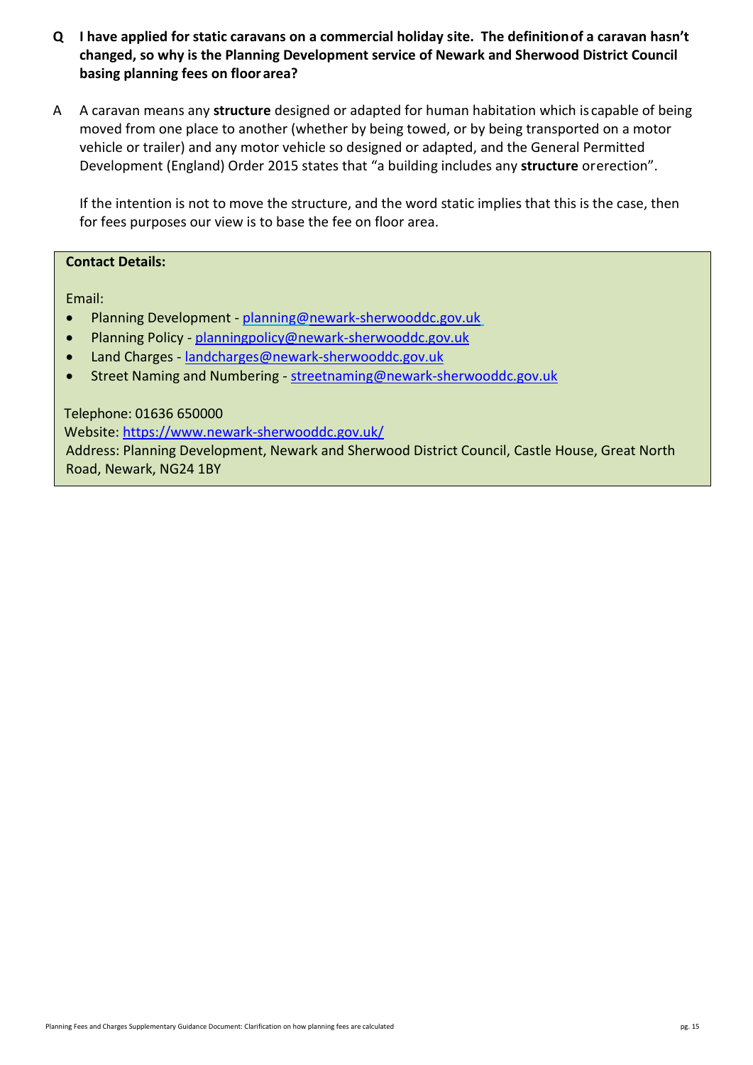**Q I have applied for static caravans on a commercial holiday site. The definition of a caravan hasn't changed, so why is the Planning Development service of Newark and Sherwood District Council basing planning fees on floor area?**

A A caravan means any **structure** designed or adapted for human habitation which is capable of being moved from one place to another (whether by being towed, or by being transported on a motor vehicle or trailer) and any motor vehicle so designed or adapted, and the General Permitted Development (England) Order 2015 states that "a building includes any **structure** or erection".

If the intention is not to move the structure, and the word static implies that this is the case, then for fees purposes our view is to base the fee on floor area.

**Contact Details:**

Email:

- Planning Development - planning@newark-sherwooddc.gov.uk
- Planning Policy - planningpolicy@newark-sherwooddc.gov.uk
- Land Charges - landcharges@newark-sherwooddc.gov.uk
- Street Naming and Numbering - streetnaming@newark-sherwooddc.gov.uk

Telephone: 01636 650000

Website: https://www.newark-sherwooddc.gov.uk/

Address: Planning Development, Newark and Sherwood District Council, Castle House, Great North Road, Newark, NG24 1BY